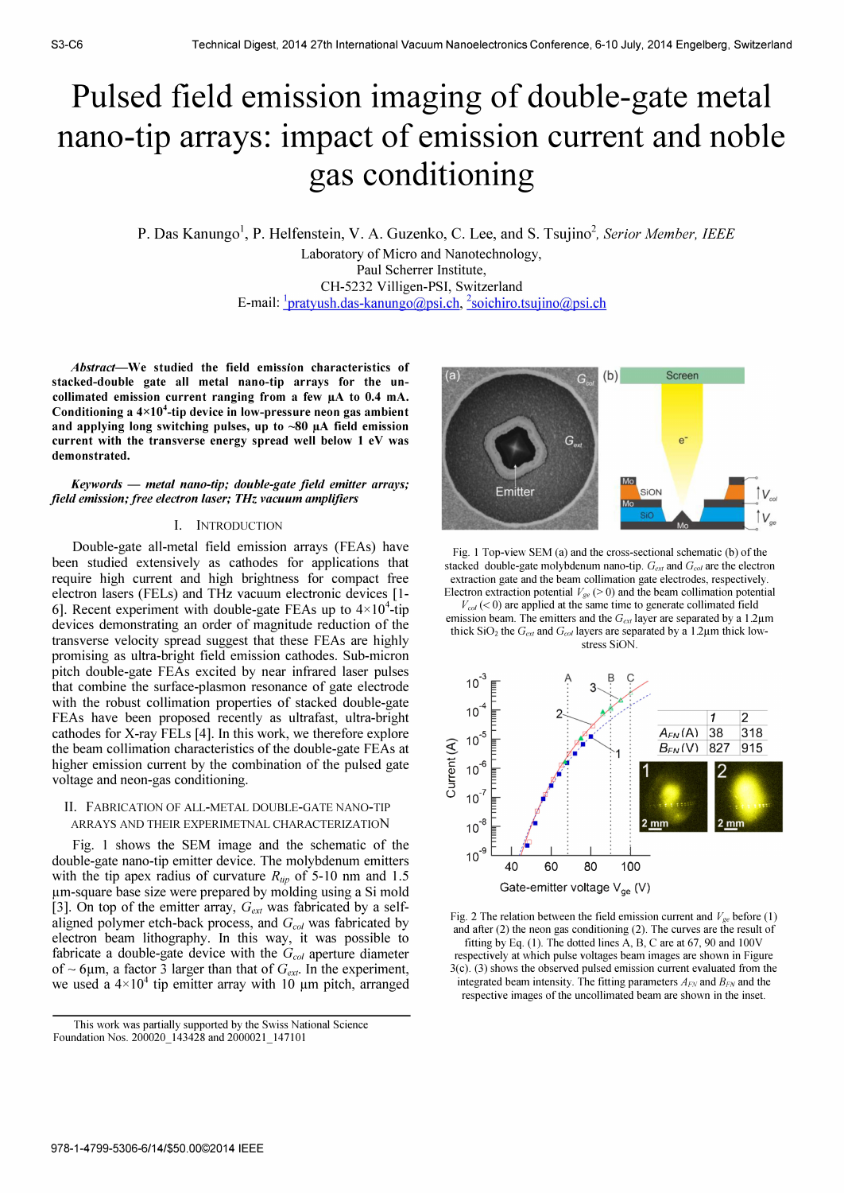# Pulsed field emission imaging of double-gate metal nano-tip arrays: impact of emission current and noble gas conditioning

P. Das Kanungo[1], P. Helfenstein, V. A. Guzenko, C. Lee, and S. Tsujino[2], *Serior Member, IEEE*

Laboratory of Micro and Nanotechnology,
Paul Scherrer Institute,
CH-5232 Villigen-PSI, Switzerland
E-mail: [1]pratyush.das-kanungo@psi.ch, [2]soichiro.tsujino@psi.ch

***Abstract*—We studied the field emission characteristics of stacked-double gate all metal nano-tip arrays for the un-collimated emission current ranging from a few µA to 0.4 mA. Conditioning a 4×10⁴-tip device in low-pressure neon gas ambient and applying long switching pulses, up to ~80 µA field emission current with the transverse energy spread well below 1 eV was demonstrated.**

***Keywords — metal nano-tip; double-gate field emitter arrays; field emission; free electron laser; THz vacuum amplifiers***

## I. Introduction

Double-gate all-metal field emission arrays (FEAs) have been studied extensively as cathodes for applications that require high current and high brightness for compact free electron lasers (FELs) and THz vacuum electronic devices [1-6]. Recent experiment with double-gate FEAs up to $4\times10^4$-tip devices demonstrating an order of magnitude reduction of the transverse velocity spread suggest that these FEAs are highly promising as ultra-bright field emission cathodes. Sub-micron pitch double-gate FEAs excited by near infrared laser pulses that combine the surface-plasmon resonance of gate electrode with the robust collimation properties of stacked double-gate FEAs have been proposed recently as ultrafast, ultra-bright cathodes for X-ray FELs [4]. In this work, we therefore explore the beam collimation characteristics of the double-gate FEAs at higher emission current by the combination of the pulsed gate voltage and neon-gas conditioning.

## II. Fabrication of All-Metal Double-Gate Nano-Tip Arrays and Their Experimetnal Characterization

Fig. 1 shows the SEM image and the schematic of the double-gate nano-tip emitter device. The molybdenum emitters with the tip apex radius of curvature $R_{tip}$ of 5-10 nm and 1.5 µm-square base size were prepared by molding using a Si mold [3]. On top of the emitter array, $G_{ext}$ was fabricated by a self-aligned polymer etch-back process, and $G_{col}$ was fabricated by electron beam lithography. In this way, it was possible to fabricate a double-gate device with the $G_{col}$ aperture diameter of ~ 6µm, a factor 3 larger than that of $G_{ext}$. In the experiment, we used a $4\times10^4$ tip emitter array with 10 µm pitch, arranged

Fig. 1 Top-view SEM (a) and the cross-sectional schematic (b) of the stacked double-gate molybdenum nano-tip. $G_{ext}$ and $G_{col}$ are the electron extraction gate and the beam collimation gate electrodes, respectively. Electron extraction potential $V_{ge}$ (> 0) and the beam collimation potential $V_{col}$ (< 0) are applied at the same time to generate collimated field emission beam. The emitters and the $G_{ext}$ layer are separated by a 1.2µm thick $SiO_2$ the $G_{ext}$ and $G_{col}$ layers are separated by a 1.2µm thick low-stress SiON.

| | 1 | 2 |
|---|---|---|
| $A_{FN}$ (A) | 38 | 318 |
| $B_{FN}$ (V) | 827 | 915 |

Fig. 2 The relation between the field emission current and $V_{ge}$ before (1) and after (2) the neon gas conditioning (2). The curves are the result of fitting by Eq. (1). The dotted lines A, B, C are at 67, 90 and 100V respectively at which pulse voltages beam images are shown in Figure 3(c). (3) shows the observed pulsed emission current evaluated from the integrated beam intensity. The fitting parameters $A_{FN}$ and $B_{FN}$ and the respective images of the uncollimated beam are shown in the inset.

---

This work was partially supported by the Swiss National Science Foundation Nos. 200020_143428 and 2000021_147101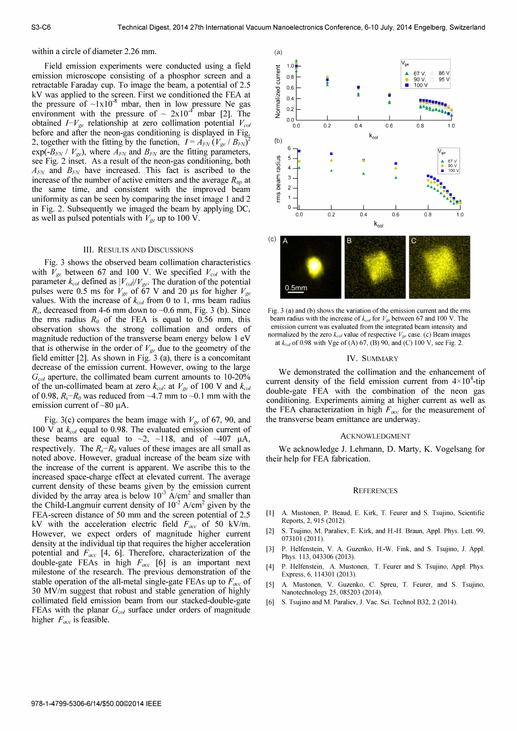within a circle of diameter 2.26 mm.

Field emission experiments were conducted using a field emission microscope consisting of a phosphor screen and a retractable Faraday cup. To image the beam, a potential of 2.5 kV was applied to the screen. First we conditioned the FEA at the pressure of ~1x10$^{-8}$ mbar, then in low pressure Ne gas environment with the pressure of ~ 2x10$^{-4}$ mbar [2]. The obtained $I$–$V_{ge}$ relationship at zero collimation potential $V_{col}$ before and after the neon-gas conditioning is displayed in Fig. 2, together with the fitting by the function, $I = A_{FN} (V_{ge} / B_{FN})^2 \exp(-B_{FN} / V_{ge})$, where $A_{FN}$ and $B_{FN}$ are the fitting parameters, see Fig. 2 inset. As a result of the neon-gas conditioning, both $A_{FN}$ and $B_{FN}$ have increased. This fact is ascribed to the increase of the number of active emitters and the average $R_{tip}$ at the same time, and consistent with the improved beam uniformity as can be seen by comparing the inset image 1 and 2 in Fig. 2. Subsequently we imaged the beam by applying DC, as well as pulsed potentials with $V_{ge}$ up to 100 V.

## III. Results and Discussions

Fig. 3 shows the observed beam collimation characteristics with $V_{ge}$ between 67 and 100 V. We specified $V_{col}$ with the parameter $k_{col}$ defined as $|V_{col}|/V_{ge}$. The duration of the potential pulses were 0.5 ms for $V_{ge}$ of 67 V and 20 µs for higher $V_{ge}$ values. With the increase of $k_{col}$ from 0 to 1, rms beam radius $R_s$, decreased from 4-6 mm down to ~0.6 mm, Fig. 3 (b). Since the rms radius $R_0$ of the FEA is equal to 0.56 mm, this observation shows the strong collimation and orders of magnitude reduction of the transverse beam energy below 1 eV that is otherwise in the order of $V_{ge}$ due to the geometry of the field emitter [2]. As shown in Fig. 3 (a), there is a concomitant decrease of the emission current. However, owing to the large $G_{col}$ aperture, the collimated beam current amounts to 10-20% of the un-collimated beam at zero $k_{col}$: at $V_{ge}$ of 100 V and $k_{col}$ of 0.98, $R_s$–$R_0$ was reduced from ~4.7 mm to ~0.1 mm with the emission current of ~80 µA.

Fig. 3(c) compares the beam image with $V_{ge}$ of 67, 90, and 100 V at $k_{col}$ equal to 0.98. The evaluated emission current of these beams are equal to ~2, ~118, and of ~407 µA, respectively. The $R_s$–$R_0$ values of these images are all small as noted above. However, gradual increase of the beam size with the increase of the current is apparent. We ascribe this to the increased space-charge effect at elevated current. The average current density of these beams given by the emission current divided by the array area is below 10$^{-3}$ A/cm$^2$ and smaller than the Child-Langmuir current density of 10$^{-2}$ A/cm$^2$ given by the FEA-screen distance of 50 mm and the screen potential of 2.5 kV with the acceleration electric field $F_{acc}$ of 50 kV/m. However, we expect orders of magnitude higher current density at the individual tip that requires the higher acceleration potential and $F_{acc}$ [4, 6]. Therefore, characterization of the double-gate FEAs in high $F_{acc}$ [6] is an important next milestone of the research. The previous demonstration of the stable operation of the all-metal single-gate FEAs up to $F_{acc}$ of 30 MV/m suggest that robust and stable generation of highly collimated field emission beam from our stacked-double-gate FEAs with the planar $G_{col}$ surface under orders of magnitude higher $F_{acc}$ is feasible.

(a)

Normalized current

$V_{ge}$ 67 V, 86 V, 90 V, 95 V, 100 V

$k_{col}$

(b)

rms beam radius

$V_{ge}$ 67 V, 90 V, 100 V

$k_{col}$

(c) A B C

0.5mm

Fig. 3 (a) and (b) shows the variation of the emission current and the rms beam radius with the increase of $k_{col}$ for $V_{ge}$ between 67 and 100 V. The emission current was evaluated from the integrated beam intensity and normalized by the zero $k_{col}$ value of respective $V_{ge}$ case. (c) Beam images at $k_{col}$ of 0.98 with Vge of (A) 67, (B) 90, and (C) 100 V, see Fig. 2.

## IV. Summary

We demonstrated the collimation and the enhancement of current density of the field emission current from 4×10$^4$-tip double-gate FEA with the combination of the neon gas conditioning. Experiments aiming at higher current as well as the FEA characterization in high $F_{acc}$ for the measurement of the transverse beam emittance are underway.

## Acknowledgment

We acknowledge J. Lehmann, D. Marty, K. Vogelsang for their help for FEA fabrication.

## References

[1] A. Mustonen, P. Beaud, E. Kirk, T. Feurer and S. Tsujino, Scientific Reports, 2, 915 (2012).

[2] S. Tsujino, M. Paraliev, E. Kirk, and H.-H. Braun, Appl. Phys. Lett. 99, 073101 (2011).

[3] P. Helfenstein, V. A. Guzenko, H.-W. Fink, and S. Tsujino, J. Appl. Phys. 113, 043306 (2013).

[4] P. Helfenstein, A. Mustonen, T. Feurer and S. Tsujino, Appl. Phys. Express, 6, 114301 (2013).

[5] A. Mustonen, V. Guzenko, C. Spreu, T. Feurer, and S. Tsujino, Nanotechnology 25, 085203 (2014).

[6] S. Tsujino and M. Paraliev, J. Vac. Sci. Technol B32, 2 (2014).